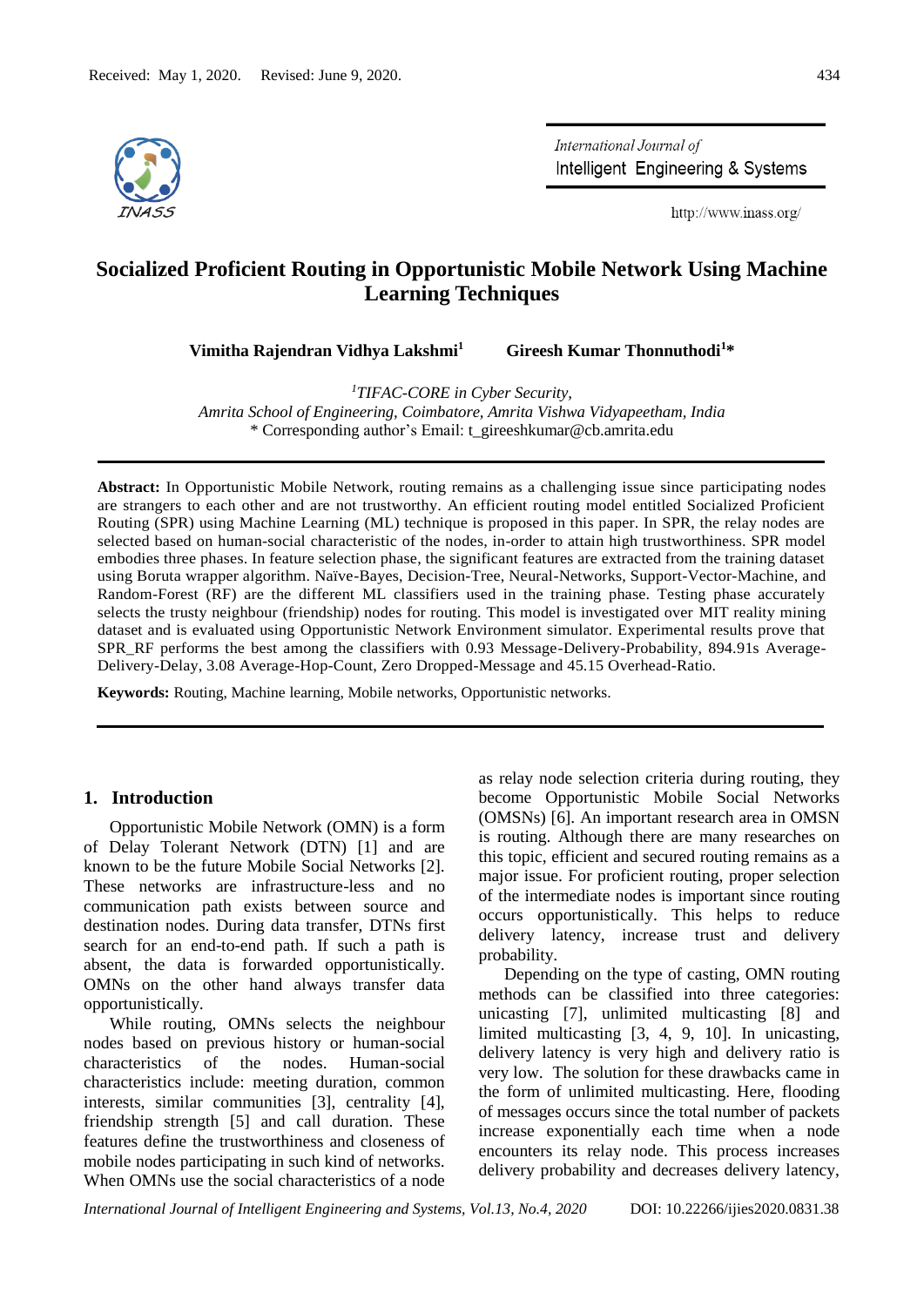Received: May 1, 2020. Revised: June 9, 2020.

# Socialized Proficient Routing in Opportunistic Mobile Network Using Machine Learning Techniques

**Vimitha Rajendran Vidhya Lakshmi[1]** **Gireesh Kumar Thonnuthodi[1]***

[1]*TIFAC-CORE in Cyber Security,*
*Amrita School of Engineering, Coimbatore, Amrita Vishwa Vidyapeetham, India*
* Corresponding author's Email: t_gireeshkumar@cb.amrita.edu

**Abstract:** In Opportunistic Mobile Network, routing remains as a challenging issue since participating nodes are strangers to each other and are not trustworthy. An efficient routing model entitled Socialized Proficient Routing (SPR) using Machine Learning (ML) technique is proposed in this paper. In SPR, the relay nodes are selected based on human-social characteristic of the nodes, in-order to attain high trustworthiness. SPR model embodies three phases. In feature selection phase, the significant features are extracted from the training dataset using Boruta wrapper algorithm. Naïve-Bayes, Decision-Tree, Neural-Networks, Support-Vector-Machine, and Random-Forest (RF) are the different ML classifiers used in the training phase. Testing phase accurately selects the trusty neighbour (friendship) nodes for routing. This model is investigated over MIT reality mining dataset and is evaluated using Opportunistic Network Environment simulator. Experimental results prove that SPR_RF performs the best among the classifiers with 0.93 Message-Delivery-Probability, 894.91s Average-Delivery-Delay, 3.08 Average-Hop-Count, Zero Dropped-Message and 45.15 Overhead-Ratio.

**Keywords:** Routing, Machine learning, Mobile networks, Opportunistic networks.

## 1. Introduction

Opportunistic Mobile Network (OMN) is a form of Delay Tolerant Network (DTN) [1] and are known to be the future Mobile Social Networks [2]. These networks are infrastructure-less and no communication path exists between source and destination nodes. During data transfer, DTNs first search for an end-to-end path. If such a path is absent, the data is forwarded opportunistically. OMNs on the other hand always transfer data opportunistically.

While routing, OMNs selects the neighbour nodes based on previous history or human-social characteristics of the nodes. Human-social characteristics include: meeting duration, common interests, similar communities [3], centrality [4], friendship strength [5] and call duration. These features define the trustworthiness and closeness of mobile nodes participating in such kind of networks. When OMNs use the social characteristics of a node as relay node selection criteria during routing, they become Opportunistic Mobile Social Networks (OMSNs) [6]. An important research area in OMSN is routing. Although there are many researches on this topic, efficient and secured routing remains as a major issue. For proficient routing, proper selection of the intermediate nodes is important since routing occurs opportunistically. This helps to reduce delivery latency, increase trust and delivery probability.

Depending on the type of casting, OMN routing methods can be classified into three categories: unicasting [7], unlimited multicasting [8] and limited multicasting [3, 4, 9, 10]. In unicasting, delivery latency is very high and delivery ratio is very low. The solution for these drawbacks came in the form of unlimited multicasting. Here, flooding of messages occurs since the total number of packets increase exponentially each time when a node encounters its relay node. This process increases delivery probability and decreases delivery latency,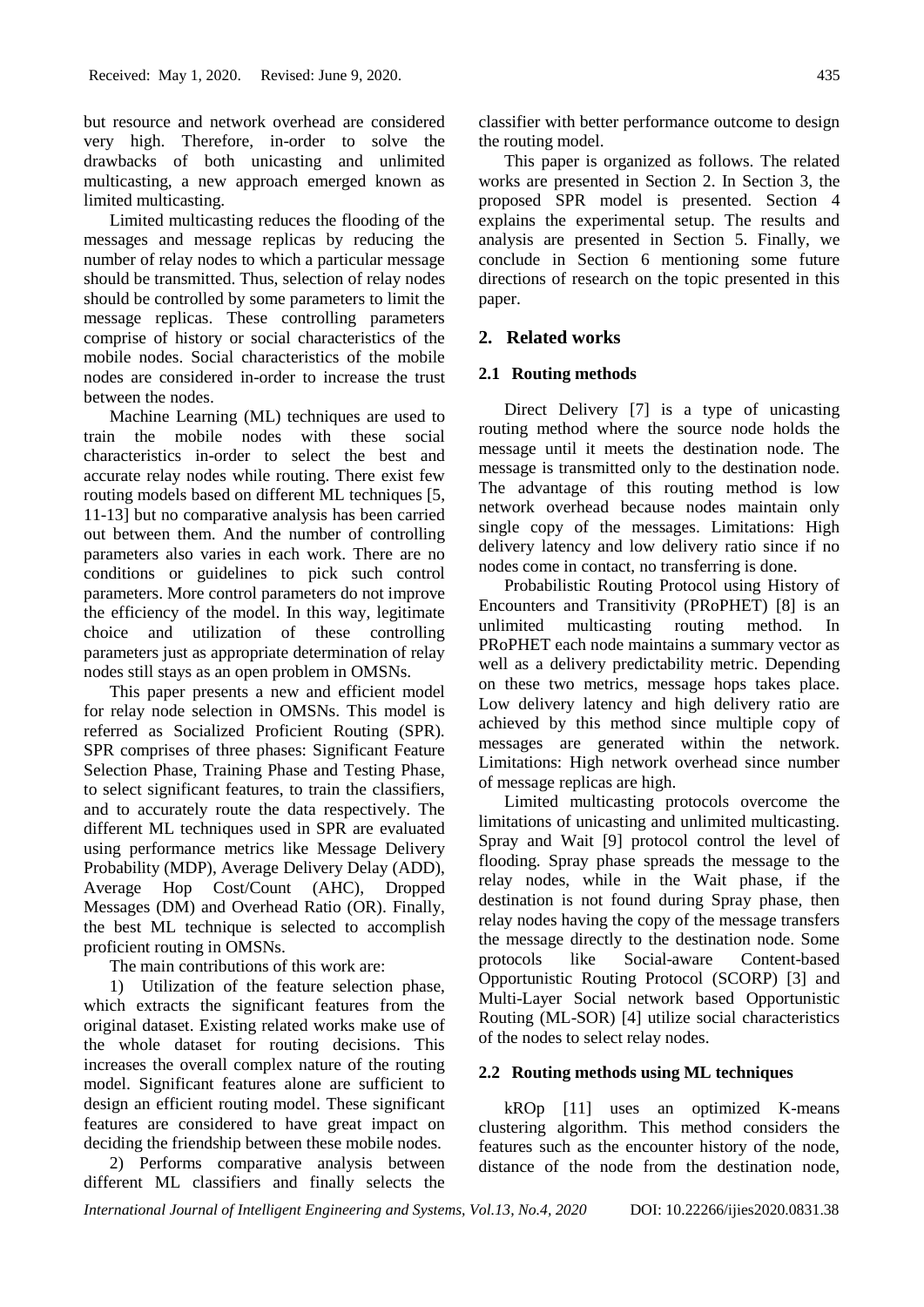but resource and network overhead are considered very high. Therefore, in-order to solve the drawbacks of both unicasting and unlimited multicasting, a new approach emerged known as limited multicasting.

Limited multicasting reduces the flooding of the messages and message replicas by reducing the number of relay nodes to which a particular message should be transmitted. Thus, selection of relay nodes should be controlled by some parameters to limit the message replicas. These controlling parameters comprise of history or social characteristics of the mobile nodes. Social characteristics of the mobile nodes are considered in-order to increase the trust between the nodes.

Machine Learning (ML) techniques are used to train the mobile nodes with these social characteristics in-order to select the best and accurate relay nodes while routing. There exist few routing models based on different ML techniques [5, 11-13] but no comparative analysis has been carried out between them. And the number of controlling parameters also varies in each work. There are no conditions or guidelines to pick such control parameters. More control parameters do not improve the efficiency of the model. In this way, legitimate choice and utilization of these controlling parameters just as appropriate determination of relay nodes still stays as an open problem in OMSNs.

This paper presents a new and efficient model for relay node selection in OMSNs. This model is referred as Socialized Proficient Routing (SPR). SPR comprises of three phases: Significant Feature Selection Phase, Training Phase and Testing Phase, to select significant features, to train the classifiers, and to accurately route the data respectively. The different ML techniques used in SPR are evaluated using performance metrics like Message Delivery Probability (MDP), Average Delivery Delay (ADD), Average Hop Cost/Count (AHC), Dropped Messages (DM) and Overhead Ratio (OR). Finally, the best ML technique is selected to accomplish proficient routing in OMSNs.

The main contributions of this work are:

1) Utilization of the feature selection phase, which extracts the significant features from the original dataset. Existing related works make use of the whole dataset for routing decisions. This increases the overall complex nature of the routing model. Significant features alone are sufficient to design an efficient routing model. These significant features are considered to have great impact on deciding the friendship between these mobile nodes.

2) Performs comparative analysis between different ML classifiers and finally selects the classifier with better performance outcome to design the routing model.

This paper is organized as follows. The related works are presented in Section 2. In Section 3, the proposed SPR model is presented. Section 4 explains the experimental setup. The results and analysis are presented in Section 5. Finally, we conclude in Section 6 mentioning some future directions of research on the topic presented in this paper.

## 2. Related works

### 2.1 Routing methods

Direct Delivery [7] is a type of unicasting routing method where the source node holds the message until it meets the destination node. The message is transmitted only to the destination node. The advantage of this routing method is low network overhead because nodes maintain only single copy of the messages. Limitations: High delivery latency and low delivery ratio since if no nodes come in contact, no transferring is done.

Probabilistic Routing Protocol using History of Encounters and Transitivity (PRoPHET) [8] is an unlimited multicasting routing method. In PRoPHET each node maintains a summary vector as well as a delivery predictability metric. Depending on these two metrics, message hops takes place. Low delivery latency and high delivery ratio are achieved by this method since multiple copy of messages are generated within the network. Limitations: High network overhead since number of message replicas are high.

Limited multicasting protocols overcome the limitations of unicasting and unlimited multicasting. Spray and Wait [9] protocol control the level of flooding. Spray phase spreads the message to the relay nodes, while in the Wait phase, if the destination is not found during Spray phase, then relay nodes having the copy of the message transfers the message directly to the destination node. Some protocols like Social-aware Content-based Opportunistic Routing Protocol (SCORP) [3] and Multi-Layer Social network based Opportunistic Routing (ML-SOR) [4] utilize social characteristics of the nodes to select relay nodes.

### 2.2 Routing methods using ML techniques

kROp [11] uses an optimized K-means clustering algorithm. This method considers the features such as the encounter history of the node, distance of the node from the destination node,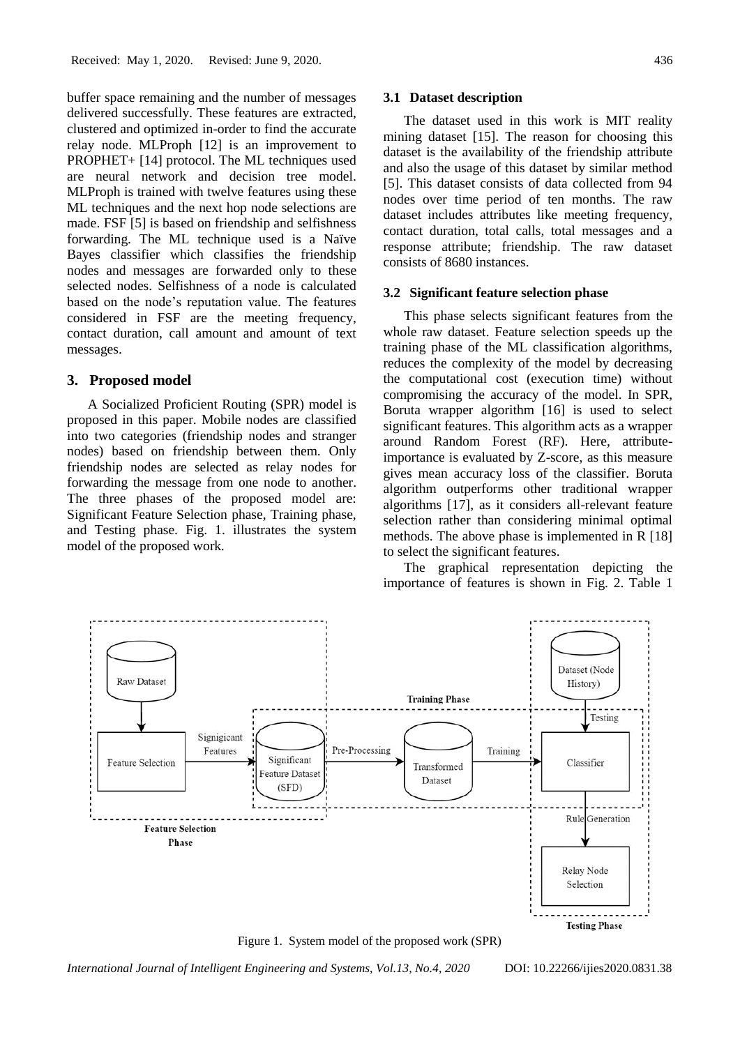buffer space remaining and the number of messages delivered successfully. These features are extracted, clustered and optimized in-order to find the accurate relay node. MLProph [12] is an improvement to PROPHET+ [14] protocol. The ML techniques used are neural network and decision tree model. MLProph is trained with twelve features using these ML techniques and the next hop node selections are made. FSF [5] is based on friendship and selfishness forwarding. The ML technique used is a Naïve Bayes classifier which classifies the friendship nodes and messages are forwarded only to these selected nodes. Selfishness of a node is calculated based on the node's reputation value. The features considered in FSF are the meeting frequency, contact duration, call amount and amount of text messages.

## 3. Proposed model

A Socialized Proficient Routing (SPR) model is proposed in this paper. Mobile nodes are classified into two categories (friendship nodes and stranger nodes) based on friendship between them. Only friendship nodes are selected as relay nodes for forwarding the message from one node to another. The three phases of the proposed model are: Significant Feature Selection phase, Training phase, and Testing phase. Fig. 1. illustrates the system model of the proposed work.

### 3.1 Dataset description

The dataset used in this work is MIT reality mining dataset [15]. The reason for choosing this dataset is the availability of the friendship attribute and also the usage of this dataset by similar method [5]. This dataset consists of data collected from 94 nodes over time period of ten months. The raw dataset includes attributes like meeting frequency, contact duration, total calls, total messages and a response attribute; friendship. The raw dataset consists of 8680 instances.

### 3.2 Significant feature selection phase

This phase selects significant features from the whole raw dataset. Feature selection speeds up the training phase of the ML classification algorithms, reduces the complexity of the model by decreasing the computational cost (execution time) without compromising the accuracy of the model. In SPR, Boruta wrapper algorithm [16] is used to select significant features. This algorithm acts as a wrapper around Random Forest (RF). Here, attribute-importance is evaluated by Z-score, as this measure gives mean accuracy loss of the classifier. Boruta algorithm outperforms other traditional wrapper algorithms [17], as it considers all-relevant feature selection rather than considering minimal optimal methods. The above phase is implemented in R [18] to select the significant features.

The graphical representation depicting the importance of features is shown in Fig. 2. Table 1

Figure 1. System model of the proposed work (SPR)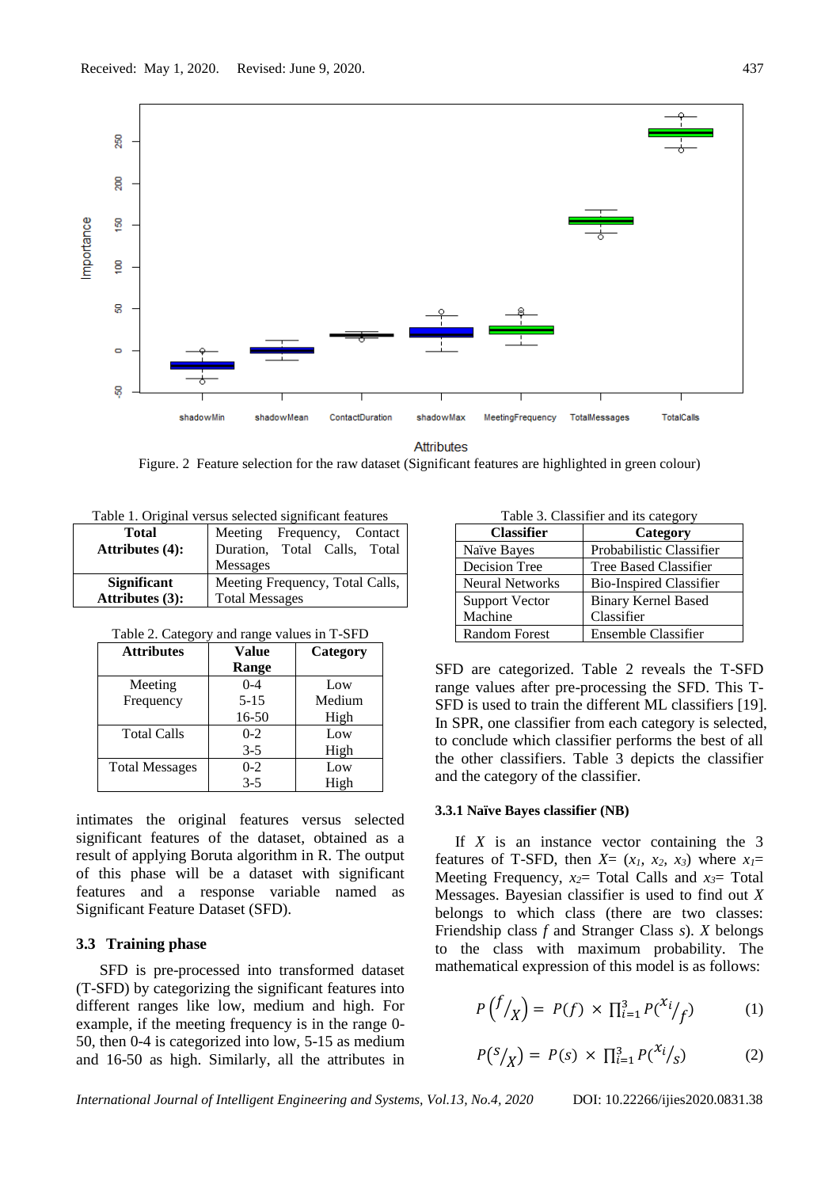Figure. 2 Feature selection for the raw dataset (Significant features are highlighted in green colour)

Table 1. Original versus selected significant features

| | |
|---|---|
| **Total Attributes (4):** | Meeting Frequency, Contact Duration, Total Calls, Total Messages |
| **Significant Attributes (3):** | Meeting Frequency, Total Calls, Total Messages |

Table 2. Category and range values in T-SFD

| Attributes | Value Range | Category |
|---|---|---|
| Meeting Frequency | 0-4<br>5-15<br>16-50 | Low<br>Medium<br>High |
| Total Calls | 0-2<br>3-5 | Low<br>High |
| Total Messages | 0-2<br>3-5 | Low<br>High |

intimates the original features versus selected significant features of the dataset, obtained as a result of applying Boruta algorithm in R. The output of this phase will be a dataset with significant features and a response variable named as Significant Feature Dataset (SFD).

## 3.3 Training phase

SFD is pre-processed into transformed dataset (T-SFD) by categorizing the significant features into different ranges like low, medium and high. For example, if the meeting frequency is in the range 0-50, then 0-4 is categorized into low, 5-15 as medium and 16-50 as high. Similarly, all the attributes in SFD are categorized. Table 2 reveals the T-SFD range values after pre-processing the SFD. This T-SFD is used to train the different ML classifiers [19]. In SPR, one classifier from each category is selected, to conclude which classifier performs the best of all the other classifiers. Table 3 depicts the classifier and the category of the classifier.

Table 3. Classifier and its category

| Classifier | Category |
|---|---|
| Naïve Bayes | Probabilistic Classifier |
| Decision Tree | Tree Based Classifier |
| Neural Networks | Bio-Inspired Classifier |
| Support Vector Machine | Binary Kernel Based Classifier |
| Random Forest | Ensemble Classifier |

### 3.3.1 Naïve Bayes classifier (NB)

If $X$ is an instance vector containing the 3 features of T-SFD, then $X = (x_1, x_2, x_3)$ where $x_1$= Meeting Frequency, $x_2$= Total Calls and $x_3$= Total Messages. Bayesian classifier is used to find out $X$ belongs to which class (there are two classes: Friendship class $f$ and Stranger Class $s$). $X$ belongs to the class with maximum probability. The mathematical expression of this model is as follows:

$$P\left({}^{f}/_{X}\right) = P(f) \times \prod_{i=1}^{3} P\left({}^{x_i}/_{f}\right) \quad (1)$$

$$P\left({}^{s}/_{X}\right) = P(s) \times \prod_{i=1}^{3} P\left({}^{x_i}/_{s}\right) \quad (2)$$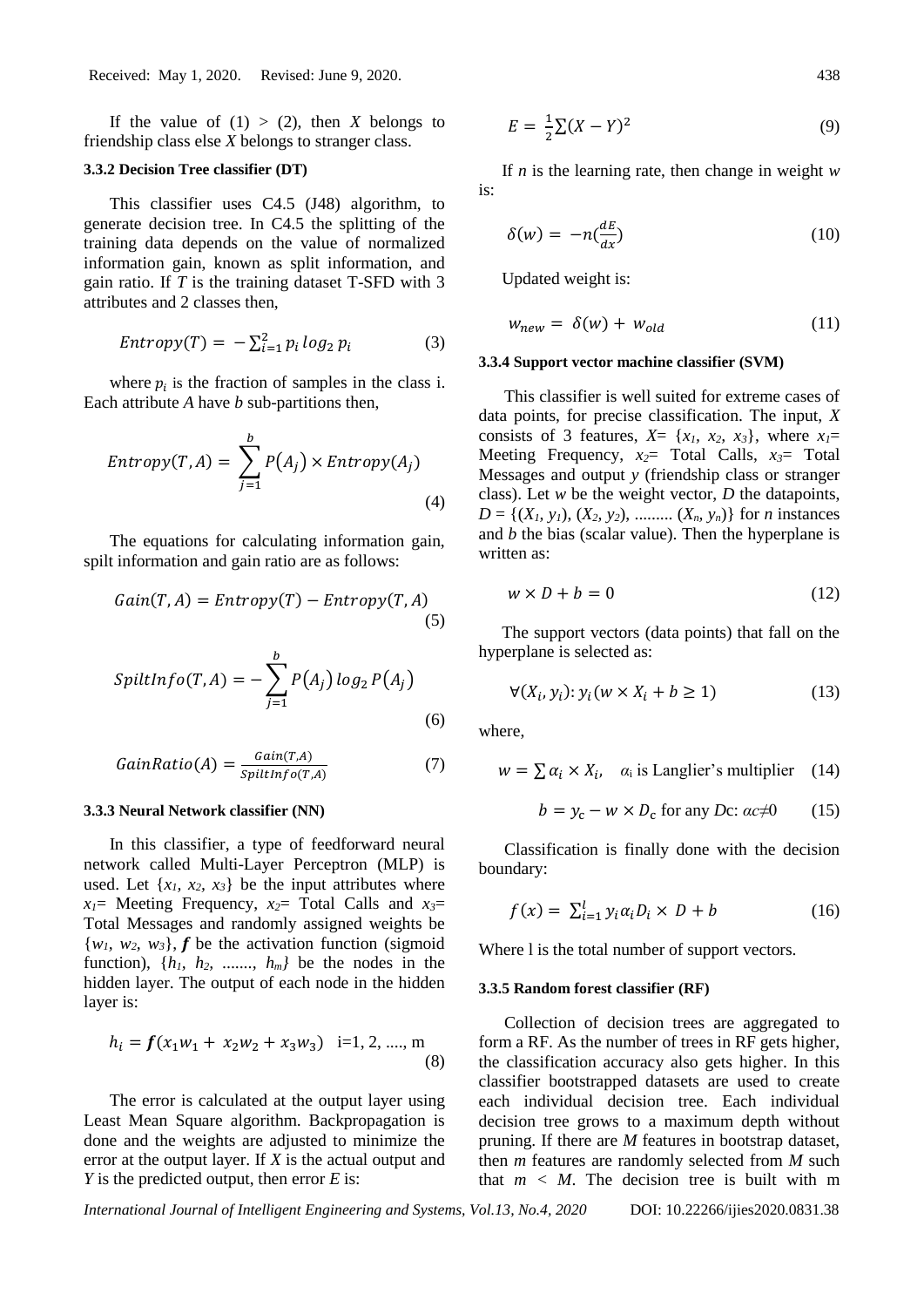If the value of (1) > (2), then *X* belongs to friendship class else *X* belongs to stranger class.

### 3.3.2 Decision Tree classifier (DT)

This classifier uses C4.5 (J48) algorithm, to generate decision tree. In C4.5 the splitting of the training data depends on the value of normalized information gain, known as split information, and gain ratio. If *T* is the training dataset T-SFD with 3 attributes and 2 classes then,

$$Entropy(T) = -\sum_{i=1}^{2} p_i \log_2 p_i \tag{3}$$

where $p_i$ is the fraction of samples in the class i. Each attribute *A* have *b* sub-partitions then,

$$Entropy(T, A) = \sum_{j=1}^{b} P(A_j) \times Entropy(A_j) \tag{4}$$

The equations for calculating information gain, spilt information and gain ratio are as follows:

$$Gain(T, A) = Entropy(T) - Entropy(T, A) \tag{5}$$

$$SpiltInfo(T, A) = -\sum_{j=1}^{b} P(A_j) \log_2 P(A_j) \tag{6}$$

$$GainRatio(A) = \frac{Gain(T,A)}{SpiltInfo(T,A)} \tag{7}$$

### 3.3.3 Neural Network classifier (NN)

In this classifier, a type of feedforward neural network called Multi-Layer Perceptron (MLP) is used. Let $\{x_1, x_2, x_3\}$ be the input attributes where $x_1$= Meeting Frequency, $x_2$= Total Calls and $x_3$= Total Messages and randomly assigned weights be $\{w_1, w_2, w_3\}$, $\boldsymbol{f}$ be the activation function (sigmoid function), $\{h_1, h_2, ......., h_m\}$ be the nodes in the hidden layer. The output of each node in the hidden layer is:

$$h_i = \boldsymbol{f}(x_1 w_1 + x_2 w_2 + x_3 w_3) \quad \text{i=1, 2, ...., m} \tag{8}$$

The error is calculated at the output layer using Least Mean Square algorithm. Backpropagation is done and the weights are adjusted to minimize the error at the output layer. If *X* is the actual output and *Y* is the predicted output, then error *E* is:

$$E = \frac{1}{2}\sum(X - Y)^2 \tag{9}$$

If *n* is the learning rate, then change in weight *w* is:

$$\delta(w) = -n(\frac{dE}{dx}) \tag{10}$$

Updated weight is:

$$w_{new} = \delta(w) + w_{old} \tag{11}$$

### 3.3.4 Support vector machine classifier (SVM)

This classifier is well suited for extreme cases of data points, for precise classification. The input, *X* consists of 3 features, $X = \{x_1, x_2, x_3\}$, where $x_1$= Meeting Frequency, $x_2$= Total Calls, $x_3$= Total Messages and output *y* (friendship class or stranger class). Let *w* be the weight vector, *D* the datapoints, $D = \{(X_1, y_1), (X_2, y_2), ......... (X_n, y_n)\}$ for *n* instances and *b* the bias (scalar value). Then the hyperplane is written as:

$$w \times D + b = 0 \tag{12}$$

The support vectors (data points) that fall on the hyperplane is selected as:

$$\forall(X_i, y_i): y_i(w \times X_i + b \geq 1) \tag{13}$$

where,

$$w = \sum \alpha_i \times X_i, \quad \alpha_i \text{ is Langlier's multiplier} \tag{14}$$

$$b = y_c - w \times D_c \text{ for any } D\text{c}: \alpha c \neq 0 \tag{15}$$

Classification is finally done with the decision boundary:

$$f(x) = \sum_{i=1}^{l} y_i \alpha_i D_i \times D + b \tag{16}$$

Where l is the total number of support vectors.

### 3.3.5 Random forest classifier (RF)

Collection of decision trees are aggregated to form a RF. As the number of trees in RF gets higher, the classification accuracy also gets higher. In this classifier bootstrapped datasets are used to create each individual decision tree. Each individual decision tree grows to a maximum depth without pruning. If there are *M* features in bootstrap dataset, then *m* features are randomly selected from *M* such that $m < M$. The decision tree is built with m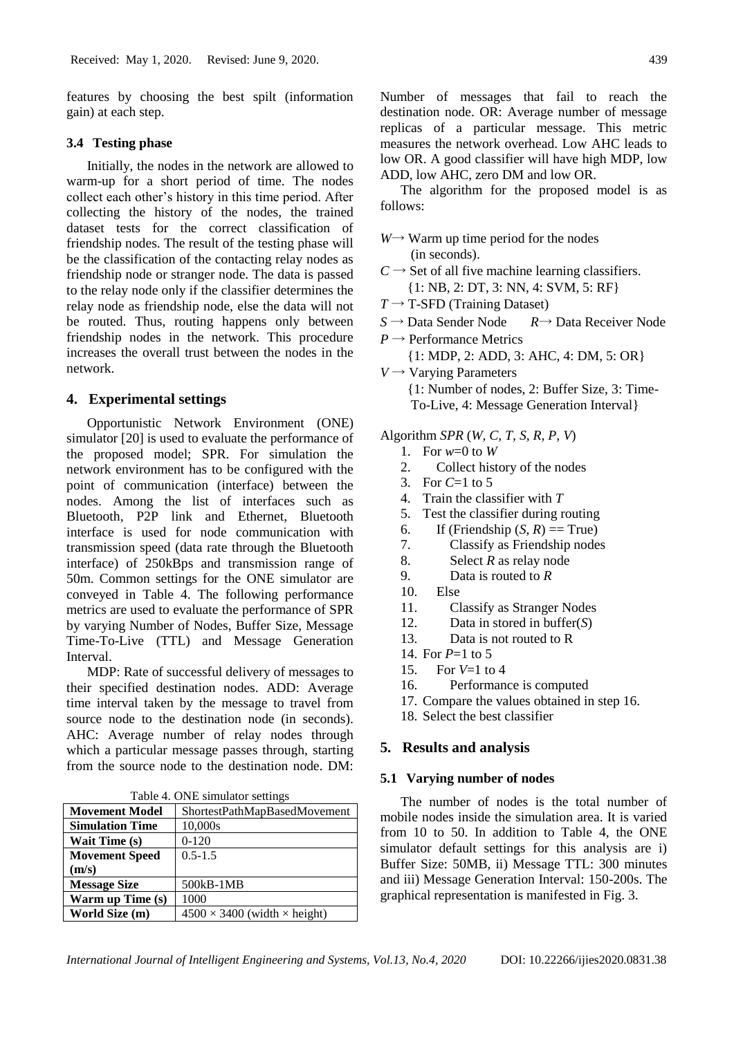features by choosing the best spilt (information gain) at each step.

### 3.4 Testing phase

Initially, the nodes in the network are allowed to warm-up for a short period of time. The nodes collect each other's history in this time period. After collecting the history of the nodes, the trained dataset tests for the correct classification of friendship nodes. The result of the testing phase will be the classification of the contacting relay nodes as friendship node or stranger node. The data is passed to the relay node only if the classifier determines the relay node as friendship node, else the data will not be routed. Thus, routing happens only between friendship nodes in the network. This procedure increases the overall trust between the nodes in the network.

## 4. Experimental settings

Opportunistic Network Environment (ONE) simulator [20] is used to evaluate the performance of the proposed model; SPR. For simulation the network environment has to be configured with the point of communication (interface) between the nodes. Among the list of interfaces such as Bluetooth, P2P link and Ethernet, Bluetooth interface is used for node communication with transmission speed (data rate through the Bluetooth interface) of 250kBps and transmission range of 50m. Common settings for the ONE simulator are conveyed in Table 4. The following performance metrics are used to evaluate the performance of SPR by varying Number of Nodes, Buffer Size, Message Time-To-Live (TTL) and Message Generation Interval.

MDP: Rate of successful delivery of messages to their specified destination nodes. ADD: Average time interval taken by the message to travel from source node to the destination node (in seconds). AHC: Average number of relay nodes through which a particular message passes through, starting from the source node to the destination node. DM: Number of messages that fail to reach the destination node. OR: Average number of message replicas of a particular message. This metric measures the network overhead. Low AHC leads to low OR. A good classifier will have high MDP, low ADD, low AHC, zero DM and low OR.

Table 4. ONE simulator settings

| Movement Model | ShortestPathMapBasedMovement |
|---|---|
| Simulation Time | 10,000s |
| Wait Time (s) | 0-120 |
| Movement Speed (m/s) | 0.5-1.5 |
| Message Size | 500kB-1MB |
| Warm up Time (s) | 1000 |
| World Size (m) | $4500 \times 3400$ (width × height) |

The algorithm for the proposed model is as follows:

$W \rightarrow$ Warm up time period for the nodes (in seconds).
$C \rightarrow$ Set of all five machine learning classifiers. {1: NB, 2: DT, 3: NN, 4: SVM, 5: RF}
$T \rightarrow$ T-SFD (Training Dataset)
$S \rightarrow$ Data Sender Node   $R \rightarrow$ Data Receiver Node
$P \rightarrow$ Performance Metrics {1: MDP, 2: ADD, 3: AHC, 4: DM, 5: OR}
$V \rightarrow$ Varying Parameters {1: Number of nodes, 2: Buffer Size, 3: Time-To-Live, 4: Message Generation Interval}

Algorithm *SPR* (*W*, *C*, *T*, *S*, *R*, *P*, *V*)

1. For *w*=0 to *W*
2. Collect history of the nodes
3. For *C*=1 to 5
4. Train the classifier with *T*
5. Test the classifier during routing
6. If (Friendship (*S*, *R*) == True)
7. Classify as Friendship nodes
8. Select *R* as relay node
9. Data is routed to *R*
10. Else
11. Classify as Stranger Nodes
12. Data in stored in buffer(*S*)
13. Data is not routed to R
14. For *P*=1 to 5
15. For *V*=1 to 4
16. Performance is computed
17. Compare the values obtained in step 16.
18. Select the best classifier

## 5. Results and analysis

### 5.1 Varying number of nodes

The number of nodes is the total number of mobile nodes inside the simulation area. It is varied from 10 to 50. In addition to Table 4, the ONE simulator default settings for this analysis are i) Buffer Size: 50MB, ii) Message TTL: 300 minutes and iii) Message Generation Interval: 150-200s. The graphical representation is manifested in Fig. 3.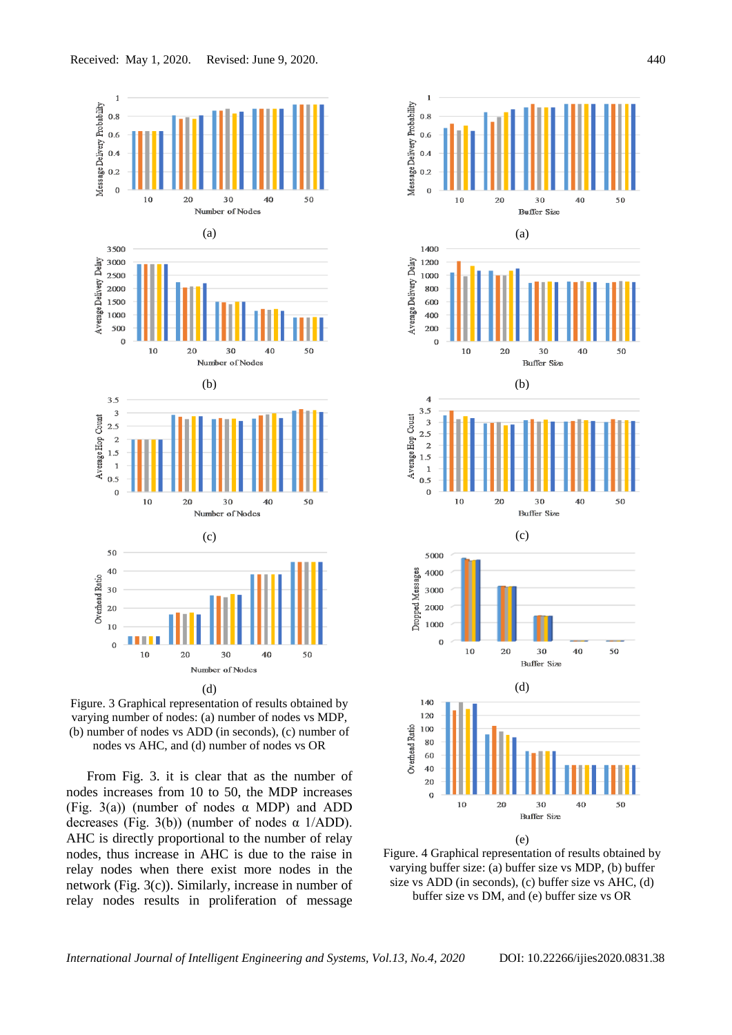Figure. 3 Graphical representation of results obtained by varying number of nodes: (a) number of nodes vs MDP, (b) number of nodes vs ADD (in seconds), (c) number of nodes vs AHC, and (d) number of nodes vs OR

From Fig. 3. it is clear that as the number of nodes increases from 10 to 50, the MDP increases (Fig. 3(a)) (number of nodes α MDP) and ADD decreases (Fig. 3(b)) (number of nodes α 1/ADD). AHC is directly proportional to the number of relay nodes, thus increase in AHC is due to the raise in relay nodes when there exist more nodes in the network (Fig. 3(c)). Similarly, increase in number of relay nodes results in proliferation of message

Figure. 4 Graphical representation of results obtained by varying buffer size: (a) buffer size vs MDP, (b) buffer size vs ADD (in seconds), (c) buffer size vs AHC, (d) buffer size vs DM, and (e) buffer size vs OR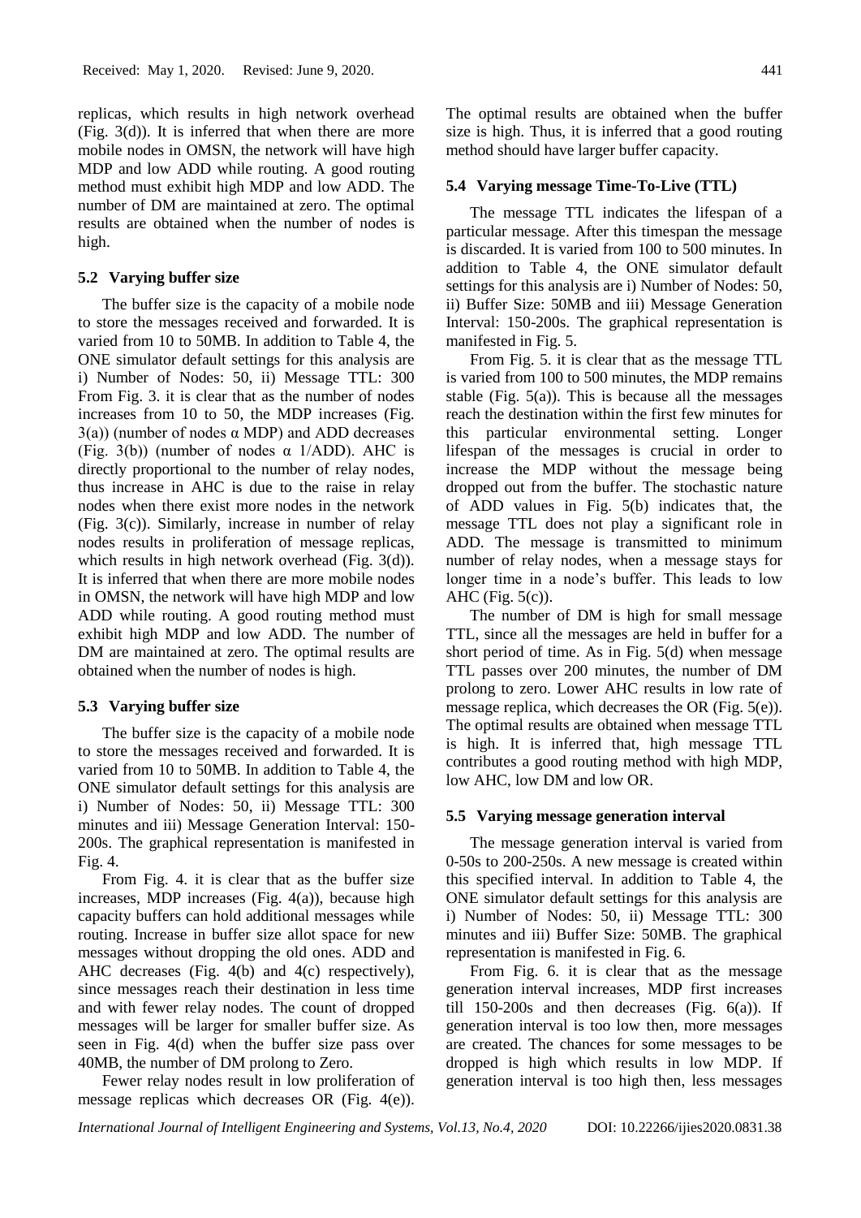replicas, which results in high network overhead (Fig. 3(d)). It is inferred that when there are more mobile nodes in OMSN, the network will have high MDP and low ADD while routing. A good routing method must exhibit high MDP and low ADD. The number of DM are maintained at zero. The optimal results are obtained when the number of nodes is high.

### 5.2 Varying buffer size

The buffer size is the capacity of a mobile node to store the messages received and forwarded. It is varied from 10 to 50MB. In addition to Table 4, the ONE simulator default settings for this analysis are i) Number of Nodes: 50, ii) Message TTL: 300 From Fig. 3. it is clear that as the number of nodes increases from 10 to 50, the MDP increases (Fig. 3(a)) (number of nodes α MDP) and ADD decreases (Fig. 3(b)) (number of nodes α 1/ADD). AHC is directly proportional to the number of relay nodes, thus increase in AHC is due to the raise in relay nodes when there exist more nodes in the network (Fig. 3(c)). Similarly, increase in number of relay nodes results in proliferation of message replicas, which results in high network overhead (Fig. 3(d)). It is inferred that when there are more mobile nodes in OMSN, the network will have high MDP and low ADD while routing. A good routing method must exhibit high MDP and low ADD. The number of DM are maintained at zero. The optimal results are obtained when the number of nodes is high.

### 5.3 Varying buffer size

The buffer size is the capacity of a mobile node to store the messages received and forwarded. It is varied from 10 to 50MB. In addition to Table 4, the ONE simulator default settings for this analysis are i) Number of Nodes: 50, ii) Message TTL: 300 minutes and iii) Message Generation Interval: 150-200s. The graphical representation is manifested in Fig. 4.

From Fig. 4. it is clear that as the buffer size increases, MDP increases (Fig. 4(a)), because high capacity buffers can hold additional messages while routing. Increase in buffer size allot space for new messages without dropping the old ones. ADD and AHC decreases (Fig. 4(b) and 4(c) respectively), since messages reach their destination in less time and with fewer relay nodes. The count of dropped messages will be larger for smaller buffer size. As seen in Fig. 4(d) when the buffer size pass over 40MB, the number of DM prolong to Zero.

Fewer relay nodes result in low proliferation of message replicas which decreases OR (Fig. 4(e)). The optimal results are obtained when the buffer size is high. Thus, it is inferred that a good routing method should have larger buffer capacity.

### 5.4 Varying message Time-To-Live (TTL)

The message TTL indicates the lifespan of a particular message. After this timespan the message is discarded. It is varied from 100 to 500 minutes. In addition to Table 4, the ONE simulator default settings for this analysis are i) Number of Nodes: 50, ii) Buffer Size: 50MB and iii) Message Generation Interval: 150-200s. The graphical representation is manifested in Fig. 5.

From Fig. 5. it is clear that as the message TTL is varied from 100 to 500 minutes, the MDP remains stable (Fig. 5(a)). This is because all the messages reach the destination within the first few minutes for this particular environmental setting. Longer lifespan of the messages is crucial in order to increase the MDP without the message being dropped out from the buffer. The stochastic nature of ADD values in Fig. 5(b) indicates that, the message TTL does not play a significant role in ADD. The message is transmitted to minimum number of relay nodes, when a message stays for longer time in a node's buffer. This leads to low AHC (Fig. 5(c)).

The number of DM is high for small message TTL, since all the messages are held in buffer for a short period of time. As in Fig. 5(d) when message TTL passes over 200 minutes, the number of DM prolong to zero. Lower AHC results in low rate of message replica, which decreases the OR (Fig. 5(e)). The optimal results are obtained when message TTL is high. It is inferred that, high message TTL contributes a good routing method with high MDP, low AHC, low DM and low OR.

### 5.5 Varying message generation interval

The message generation interval is varied from 0-50s to 200-250s. A new message is created within this specified interval. In addition to Table 4, the ONE simulator default settings for this analysis are i) Number of Nodes: 50, ii) Message TTL: 300 minutes and iii) Buffer Size: 50MB. The graphical representation is manifested in Fig. 6.

From Fig. 6. it is clear that as the message generation interval increases, MDP first increases till 150-200s and then decreases (Fig. 6(a)). If generation interval is too low then, more messages are created. The chances for some messages to be dropped is high which results in low MDP. If generation interval is too high then, less messages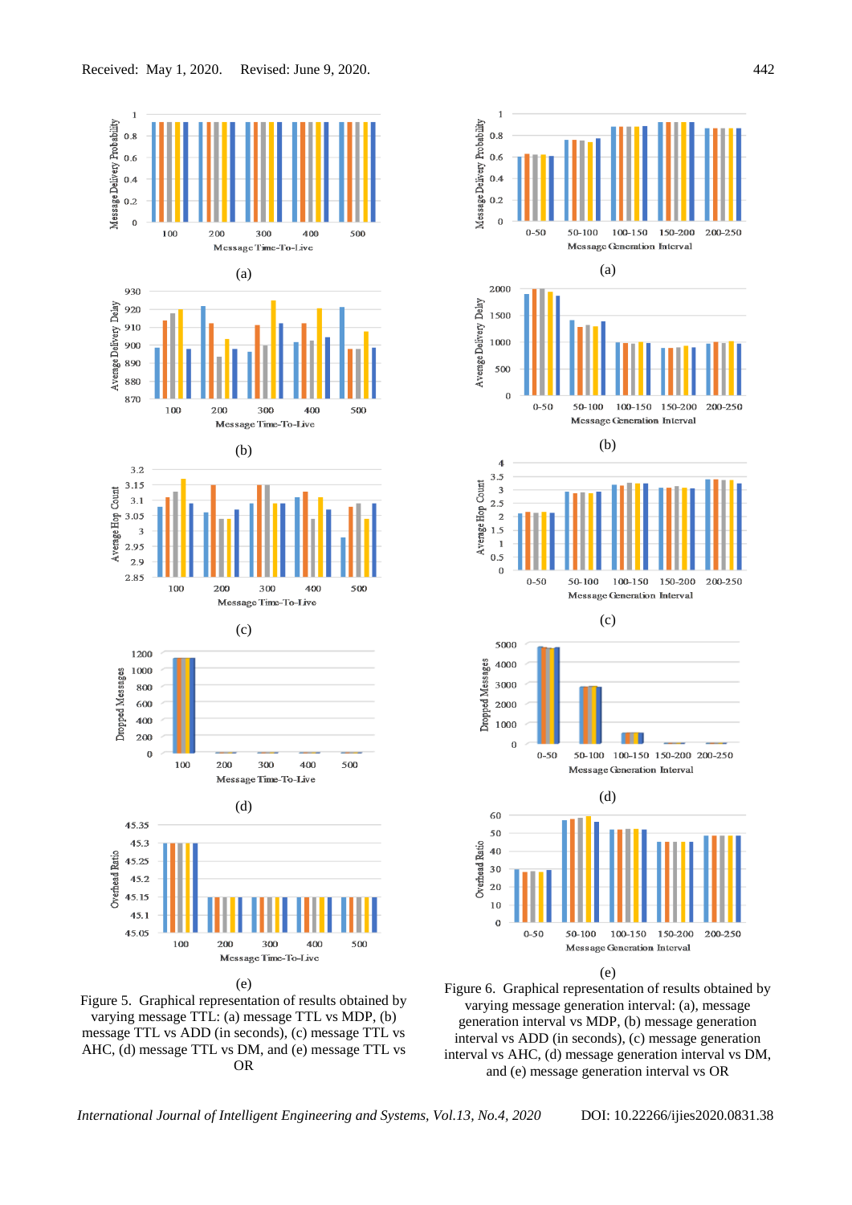Figure 5. Graphical representation of results obtained by varying message TTL: (a) message TTL vs MDP, (b) message TTL vs ADD (in seconds), (c) message TTL vs AHC, (d) message TTL vs DM, and (e) message TTL vs OR

Figure 6. Graphical representation of results obtained by varying message generation interval: (a), message generation interval vs MDP, (b) message generation interval vs ADD (in seconds), (c) message generation interval vs AHC, (d) message generation interval vs DM, and (e) message generation interval vs OR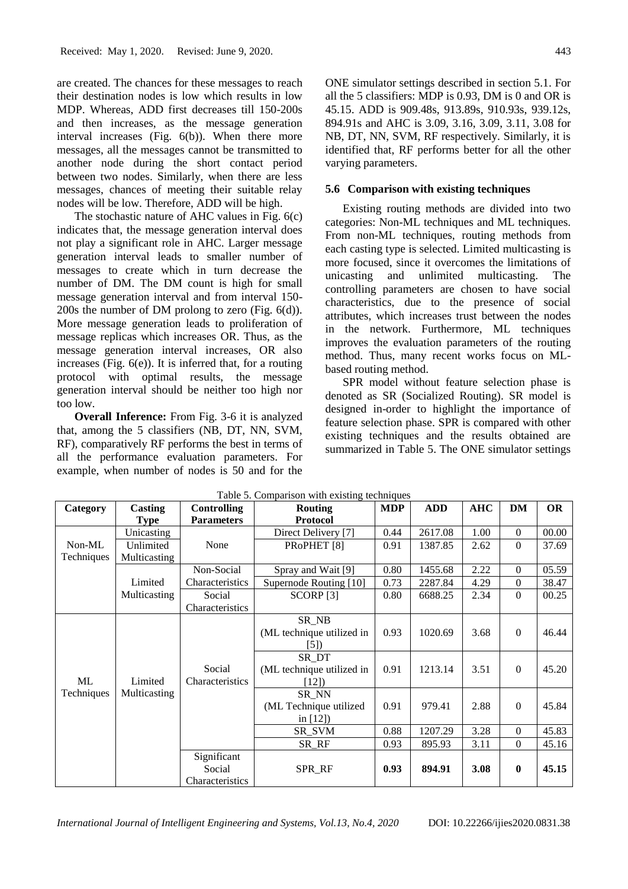are created. The chances for these messages to reach their destination nodes is low which results in low MDP. Whereas, ADD first decreases till 150-200s and then increases, as the message generation interval increases (Fig. 6(b)). When there more messages, all the messages cannot be transmitted to another node during the short contact period between two nodes. Similarly, when there are less messages, chances of meeting their suitable relay nodes will be low. Therefore, ADD will be high.

The stochastic nature of AHC values in Fig. 6(c) indicates that, the message generation interval does not play a significant role in AHC. Larger message generation interval leads to smaller number of messages to create which in turn decrease the number of DM. The DM count is high for small message generation interval and from interval 150-200s the number of DM prolong to zero (Fig. 6(d)). More message generation leads to proliferation of message replicas which increases OR. Thus, as the message generation interval increases, OR also increases (Fig. 6(e)). It is inferred that, for a routing protocol with optimal results, the message generation interval should be neither too high nor too low.

**Overall Inference:** From Fig. 3-6 it is analyzed that, among the 5 classifiers (NB, DT, NN, SVM, RF), comparatively RF performs the best in terms of all the performance evaluation parameters. For example, when number of nodes is 50 and for the ONE simulator settings described in section 5.1. For all the 5 classifiers: MDP is 0.93, DM is 0 and OR is 45.15. ADD is 909.48s, 913.89s, 910.93s, 939.12s, 894.91s and AHC is 3.09, 3.16, 3.09, 3.11, 3.08 for NB, DT, NN, SVM, RF respectively. Similarly, it is identified that, RF performs better for all the other varying parameters.

### 5.6 Comparison with existing techniques

Existing routing methods are divided into two categories: Non-ML techniques and ML techniques. From non-ML techniques, routing methods from each casting type is selected. Limited multicasting is more focused, since it overcomes the limitations of unicasting and unlimited multicasting. The controlling parameters are chosen to have social characteristics, due to the presence of social attributes, which increases trust between the nodes in the network. Furthermore, ML techniques improves the evaluation parameters of the routing method. Thus, many recent works focus on ML-based routing method.

SPR model without feature selection phase is denoted as SR (Socialized Routing). SR model is designed in-order to highlight the importance of feature selection phase. SPR is compared with other existing techniques and the results obtained are summarized in Table 5. The ONE simulator settings

Table 5. Comparison with existing techniques

| Category | Casting Type | Controlling Parameters | Routing Protocol | MDP | ADD | AHC | DM | OR |
|---|---|---|---|---|---|---|---|---|
| Non-ML Techniques | Unicasting | None | Direct Delivery [7] | 0.44 | 2617.08 | 1.00 | 0 | 00.00 |
| | Unlimited Multicasting | | PRoPHET [8] | 0.91 | 1387.85 | 2.62 | 0 | 37.69 |
| | Limited Multicasting | Non-Social Characteristics | Spray and Wait [9] | 0.80 | 1455.68 | 2.22 | 0 | 05.59 |
| | | | Supernode Routing [10] | 0.73 | 2287.84 | 4.29 | 0 | 38.47 |
| | | Social Characteristics | SCORP [3] | 0.80 | 6688.25 | 2.34 | 0 | 00.25 |
| ML Techniques | Limited Multicasting | Social Characteristics | SR_NB (ML technique utilized in [5]) | 0.93 | 1020.69 | 3.68 | 0 | 46.44 |
| | | | SR_DT (ML technique utilized in [12]) | 0.91 | 1213.14 | 3.51 | 0 | 45.20 |
| | | | SR_NN (ML Technique utilized in [12]) | 0.91 | 979.41 | 2.88 | 0 | 45.84 |
| | | | SR_SVM | 0.88 | 1207.29 | 3.28 | 0 | 45.83 |
| | | | SR_RF | 0.93 | 895.93 | 3.11 | 0 | 45.16 |
| | | Significant Social Characteristics | SPR_RF | **0.93** | **894.91** | **3.08** | **0** | **45.15** |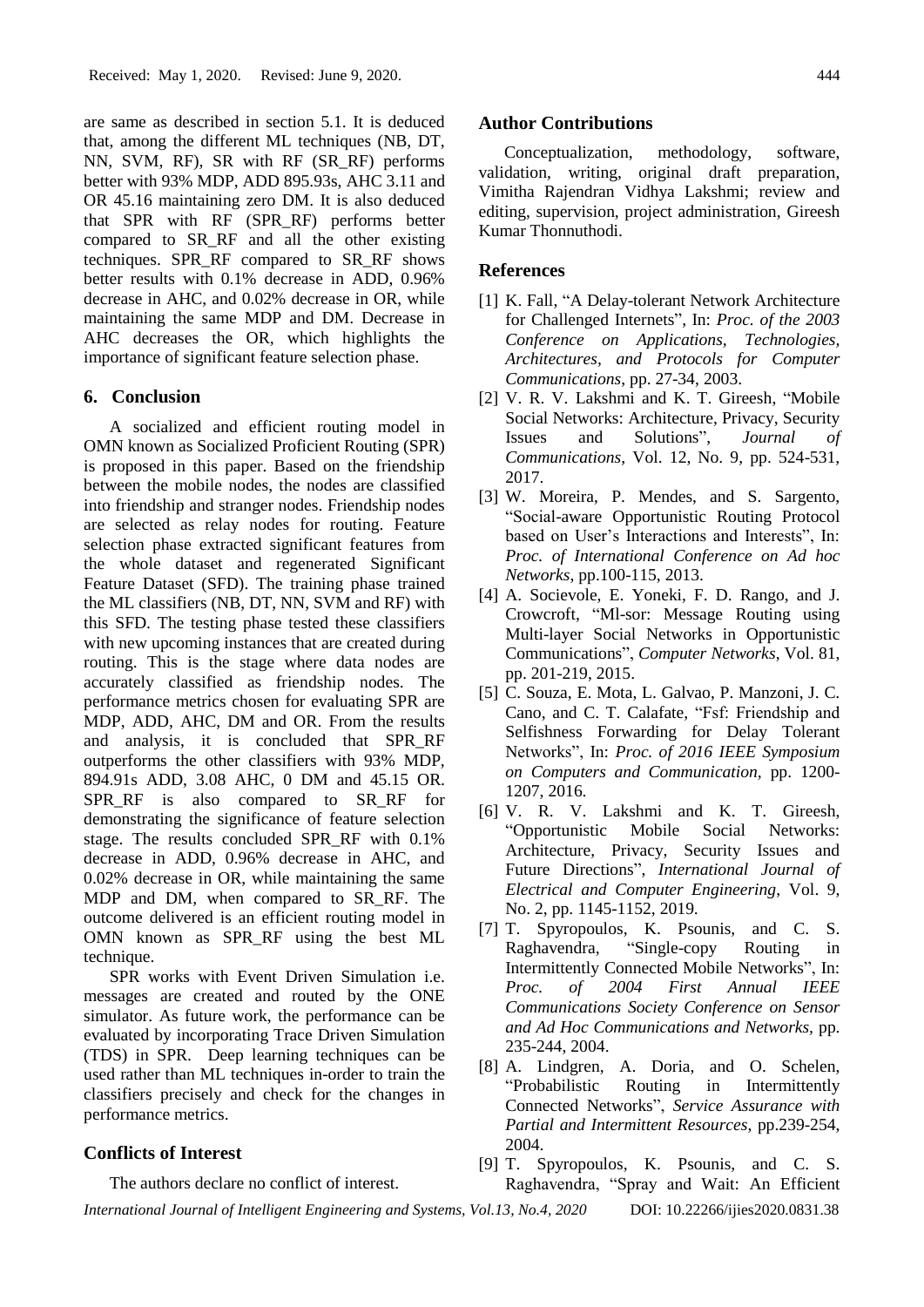are same as described in section 5.1. It is deduced that, among the different ML techniques (NB, DT, NN, SVM, RF), SR with RF (SR_RF) performs better with 93% MDP, ADD 895.93s, AHC 3.11 and OR 45.16 maintaining zero DM. It is also deduced that SPR with RF (SPR_RF) performs better compared to SR_RF and all the other existing techniques. SPR_RF compared to SR_RF shows better results with 0.1% decrease in ADD, 0.96% decrease in AHC, and 0.02% decrease in OR, while maintaining the same MDP and DM. Decrease in AHC decreases the OR, which highlights the importance of significant feature selection phase.

## 6. Conclusion

A socialized and efficient routing model in OMN known as Socialized Proficient Routing (SPR) is proposed in this paper. Based on the friendship between the mobile nodes, the nodes are classified into friendship and stranger nodes. Friendship nodes are selected as relay nodes for routing. Feature selection phase extracted significant features from the whole dataset and regenerated Significant Feature Dataset (SFD). The training phase trained the ML classifiers (NB, DT, NN, SVM and RF) with this SFD. The testing phase tested these classifiers with new upcoming instances that are created during routing. This is the stage where data nodes are accurately classified as friendship nodes. The performance metrics chosen for evaluating SPR are MDP, ADD, AHC, DM and OR. From the results and analysis, it is concluded that SPR_RF outperforms the other classifiers with 93% MDP, 894.91s ADD, 3.08 AHC, 0 DM and 45.15 OR. SPR_RF is also compared to SR_RF for demonstrating the significance of feature selection stage. The results concluded SPR_RF with 0.1% decrease in ADD, 0.96% decrease in AHC, and 0.02% decrease in OR, while maintaining the same MDP and DM, when compared to SR_RF. The outcome delivered is an efficient routing model in OMN known as SPR_RF using the best ML technique.

SPR works with Event Driven Simulation i.e. messages are created and routed by the ONE simulator. As future work, the performance can be evaluated by incorporating Trace Driven Simulation (TDS) in SPR. Deep learning techniques can be used rather than ML techniques in-order to train the classifiers precisely and check for the changes in performance metrics.

## Conflicts of Interest

The authors declare no conflict of interest.

## Author Contributions

Conceptualization, methodology, software, validation, writing, original draft preparation, Vimitha Rajendran Vidhya Lakshmi; review and editing, supervision, project administration, Gireesh Kumar Thonnuthodi.

## References

[1] K. Fall, "A Delay-tolerant Network Architecture for Challenged Internets", In: *Proc. of the 2003 Conference on Applications, Technologies, Architectures, and Protocols for Computer Communications*, pp. 27-34, 2003.

[2] V. R. V. Lakshmi and K. T. Gireesh, "Mobile Social Networks: Architecture, Privacy, Security Issues and Solutions", *Journal of Communications*, Vol. 12, No. 9, pp. 524-531, 2017.

[3] W. Moreira, P. Mendes, and S. Sargento, "Social-aware Opportunistic Routing Protocol based on User's Interactions and Interests", In: *Proc. of International Conference on Ad hoc Networks*, pp.100-115, 2013.

[4] A. Socievole, E. Yoneki, F. D. Rango, and J. Crowcroft, "Ml-sor: Message Routing using Multi-layer Social Networks in Opportunistic Communications", *Computer Networks*, Vol. 81, pp. 201-219, 2015.

[5] C. Souza, E. Mota, L. Galvao, P. Manzoni, J. C. Cano, and C. T. Calafate, "Fsf: Friendship and Selfishness Forwarding for Delay Tolerant Networks", In: *Proc. of 2016 IEEE Symposium on Computers and Communication*, pp. 1200-1207, 2016.

[6] V. R. V. Lakshmi and K. T. Gireesh, "Opportunistic Mobile Social Networks: Architecture, Privacy, Security Issues and Future Directions", *International Journal of Electrical and Computer Engineering*, Vol. 9, No. 2, pp. 1145-1152, 2019.

[7] T. Spyropoulos, K. Psounis, and C. S. Raghavendra, "Single-copy Routing in Intermittently Connected Mobile Networks", In: *Proc. of 2004 First Annual IEEE Communications Society Conference on Sensor and Ad Hoc Communications and Networks*, pp. 235-244, 2004.

[8] A. Lindgren, A. Doria, and O. Schelen, "Probabilistic Routing in Intermittently Connected Networks", *Service Assurance with Partial and Intermittent Resources*, pp.239-254, 2004.

[9] T. Spyropoulos, K. Psounis, and C. S. Raghavendra, "Spray and Wait: An Efficient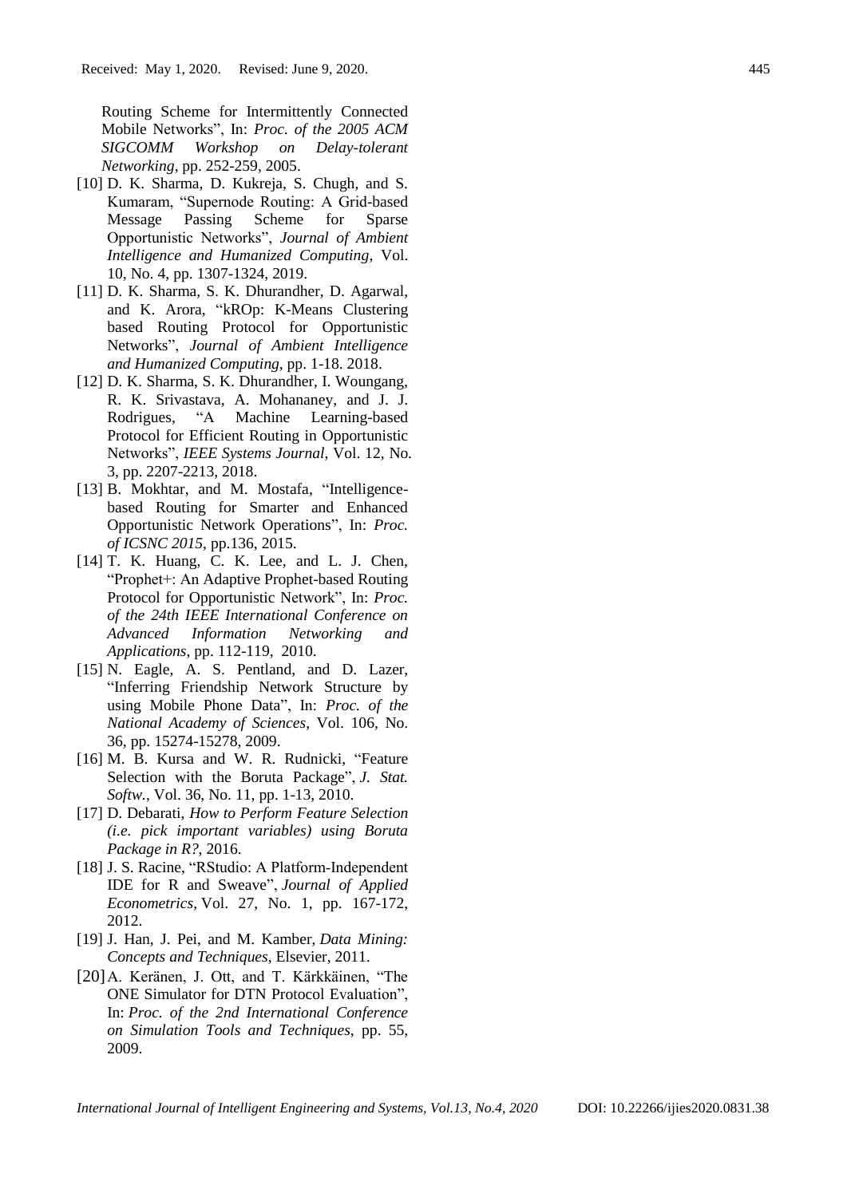Routing Scheme for Intermittently Connected Mobile Networks", In: *Proc. of the 2005 ACM SIGCOMM Workshop on Delay-tolerant Networking*, pp. 252-259, 2005.

[10] D. K. Sharma, D. Kukreja, S. Chugh, and S. Kumaram, "Supernode Routing: A Grid-based Message Passing Scheme for Sparse Opportunistic Networks", *Journal of Ambient Intelligence and Humanized Computing*, Vol. 10, No. 4, pp. 1307-1324, 2019.

[11] D. K. Sharma, S. K. Dhurandher, D. Agarwal, and K. Arora, "kROp: K-Means Clustering based Routing Protocol for Opportunistic Networks", *Journal of Ambient Intelligence and Humanized Computing*, pp. 1-18. 2018.

[12] D. K. Sharma, S. K. Dhurandher, I. Woungang, R. K. Srivastava, A. Mohananey, and J. J. Rodrigues, "A Machine Learning-based Protocol for Efficient Routing in Opportunistic Networks", *IEEE Systems Journal*, Vol. 12, No. 3, pp. 2207-2213, 2018.

[13] B. Mokhtar, and M. Mostafa, "Intelligence-based Routing for Smarter and Enhanced Opportunistic Network Operations", In: *Proc. of ICSNC 2015*, pp.136, 2015.

[14] T. K. Huang, C. K. Lee, and L. J. Chen, "Prophet+: An Adaptive Prophet-based Routing Protocol for Opportunistic Network", In: *Proc. of the 24th IEEE International Conference on Advanced Information Networking and Applications*, pp. 112-119, 2010.

[15] N. Eagle, A. S. Pentland, and D. Lazer, "Inferring Friendship Network Structure by using Mobile Phone Data", In: *Proc. of the National Academy of Sciences*, Vol. 106, No. 36, pp. 15274-15278, 2009.

[16] M. B. Kursa and W. R. Rudnicki, "Feature Selection with the Boruta Package", *J. Stat. Softw.*, Vol. 36, No. 11, pp. 1-13, 2010.

[17] D. Debarati, *How to Perform Feature Selection (i.e. pick important variables) using Boruta Package in R?*, 2016.

[18] J. S. Racine, "RStudio: A Platform-Independent IDE for R and Sweave", *Journal of Applied Econometrics*, Vol. 27, No. 1, pp. 167-172, 2012.

[19] J. Han, J. Pei, and M. Kamber, *Data Mining: Concepts and Techniques*, Elsevier, 2011.

[20] A. Keränen, J. Ott, and T. Kärkkäinen, "The ONE Simulator for DTN Protocol Evaluation", In: *Proc. of the 2nd International Conference on Simulation Tools and Techniques*, pp. 55, 2009.